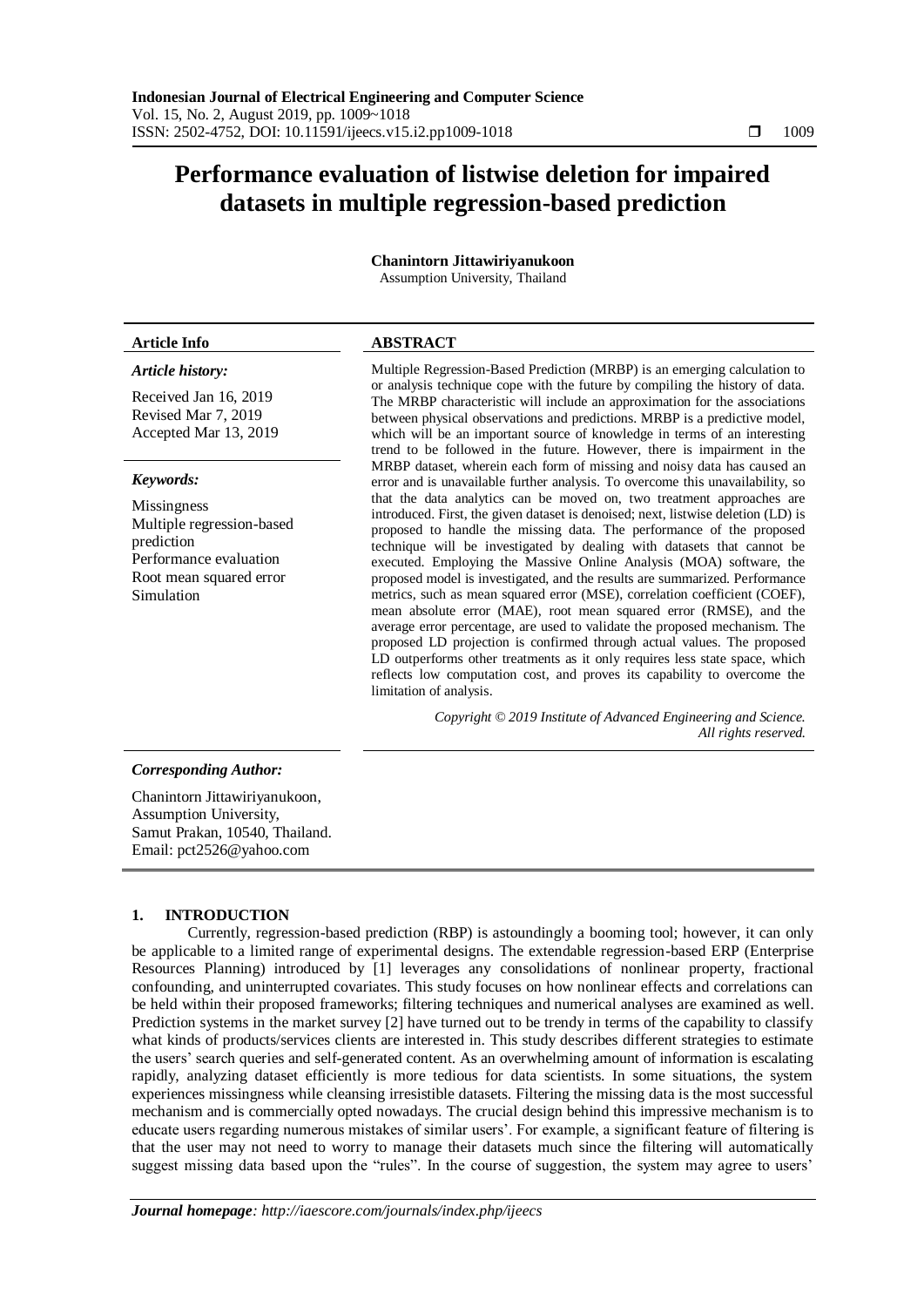# Performance evaluation of listwise deletion for impaired datasets in multiple regression-based prediction

**Chanintorn Jittawiriyanukoon**

Assumption University, Thailand

| **Article Info** | **ABSTRACT** |
|---|---|
| ***Article history:***<br><br>Received Jan 16, 2019<br>Revised Mar 7, 2019<br>Accepted Mar 13, 2019<br><br>***Keywords:***<br><br>Missingness<br>Multiple regression-based prediction<br>Performance evaluation<br>Root mean squared error<br>Simulation | Multiple Regression-Based Prediction (MRBP) is an emerging calculation to or analysis technique cope with the future by compiling the history of data. The MRBP characteristic will include an approximation for the associations between physical observations and predictions. MRBP is a predictive model, which will be an important source of knowledge in terms of an interesting trend to be followed in the future. However, there is impairment in the MRBP dataset, wherein each form of missing and noisy data has caused an error and is unavailable further analysis. To overcome this unavailability, so that the data analytics can be moved on, two treatment approaches are introduced. First, the given dataset is denoised; next, listwise deletion (LD) is proposed to handle the missing data. The performance of the proposed technique will be investigated by dealing with datasets that cannot be executed. Employing the Massive Online Analysis (MOA) software, the proposed model is investigated, and the results are summarized. Performance metrics, such as mean squared error (MSE), correlation coefficient (COEF), mean absolute error (MAE), root mean squared error (RMSE), and the average error percentage, are used to validate the proposed mechanism. The proposed LD projection is confirmed through actual values. The proposed LD outperforms other treatments as it only requires less state space, which reflects low computation cost, and proves its capability to overcome the limitation of analysis.<br><br>*Copyright © 2019 Institute of Advanced Engineering and Science. All rights reserved.* |

***Corresponding Author:***

Chanintorn Jittawiriyanukoon,
Assumption University,
Samut Prakan, 10540, Thailand.
Email: pct2526@yahoo.com

## 1. INTRODUCTION

Currently, regression-based prediction (RBP) is astoundingly a booming tool; however, it can only be applicable to a limited range of experimental designs. The extendable regression-based ERP (Enterprise Resources Planning) introduced by [1] leverages any consolidations of nonlinear property, fractional confounding, and uninterrupted covariates. This study focuses on how nonlinear effects and correlations can be held within their proposed frameworks; filtering techniques and numerical analyses are examined as well. Prediction systems in the market survey [2] have turned out to be trendy in terms of the capability to classify what kinds of products/services clients are interested in. This study describes different strategies to estimate the users' search queries and self-generated content. As an overwhelming amount of information is escalating rapidly, analyzing dataset efficiently is more tedious for data scientists. In some situations, the system experiences missingness while cleansing irresistible datasets. Filtering the missing data is the most successful mechanism and is commercially opted nowadays. The crucial design behind this impressive mechanism is to educate users regarding numerous mistakes of similar users'. For example, a significant feature of filtering is that the user may not need to worry to manage their datasets much since the filtering will automatically suggest missing data based upon the "rules". In the course of suggestion, the system may agree to users'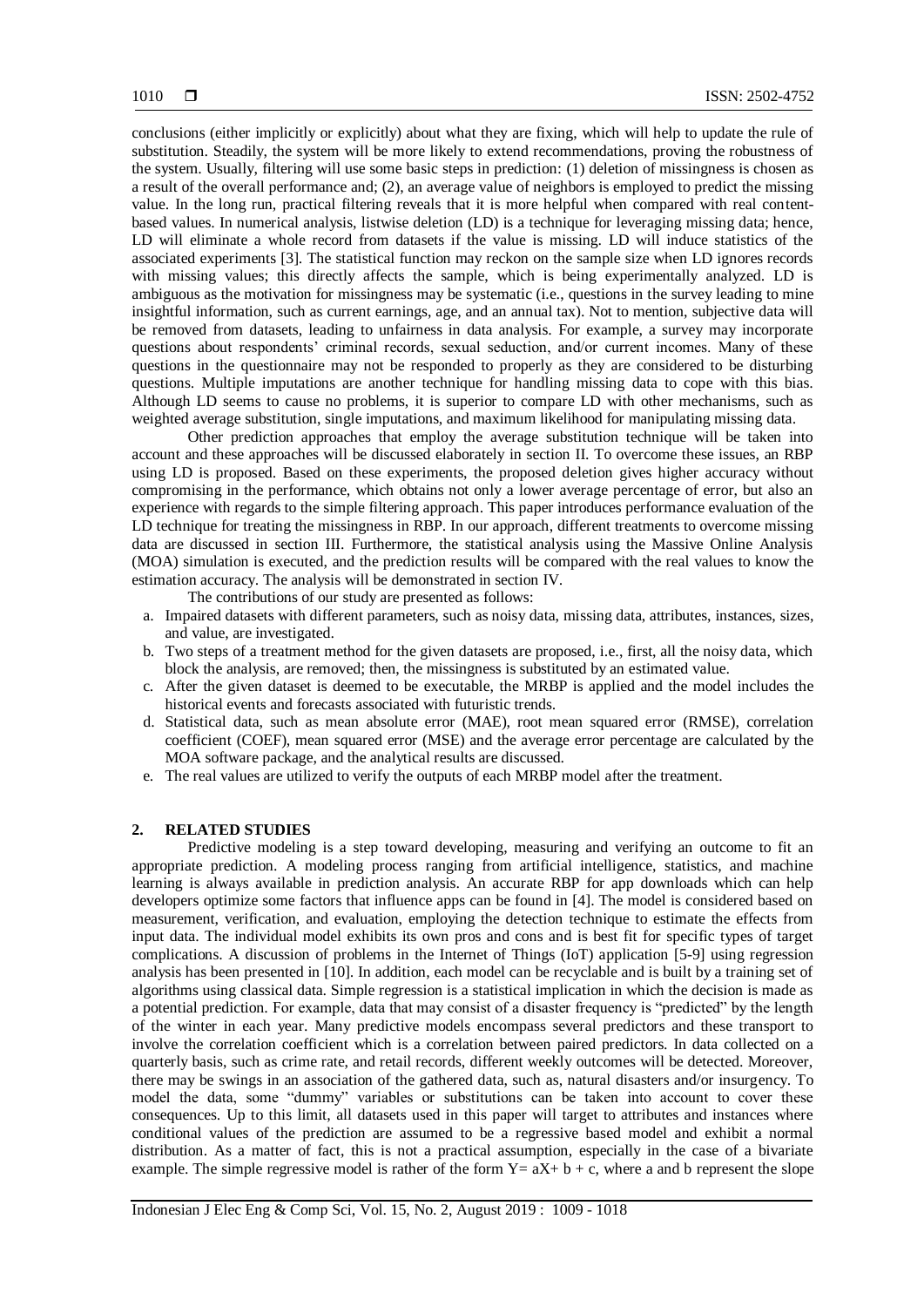conclusions (either implicitly or explicitly) about what they are fixing, which will help to update the rule of substitution. Steadily, the system will be more likely to extend recommendations, proving the robustness of the system. Usually, filtering will use some basic steps in prediction: (1) deletion of missingness is chosen as a result of the overall performance and; (2), an average value of neighbors is employed to predict the missing value. In the long run, practical filtering reveals that it is more helpful when compared with real content-based values. In numerical analysis, listwise deletion (LD) is a technique for leveraging missing data; hence, LD will eliminate a whole record from datasets if the value is missing. LD will induce statistics of the associated experiments [3]. The statistical function may reckon on the sample size when LD ignores records with missing values; this directly affects the sample, which is being experimentally analyzed. LD is ambiguous as the motivation for missingness may be systematic (i.e., questions in the survey leading to mine insightful information, such as current earnings, age, and an annual tax). Not to mention, subjective data will be removed from datasets, leading to unfairness in data analysis. For example, a survey may incorporate questions about respondents' criminal records, sexual seduction, and/or current incomes. Many of these questions in the questionnaire may not be responded to properly as they are considered to be disturbing questions. Multiple imputations are another technique for handling missing data to cope with this bias. Although LD seems to cause no problems, it is superior to compare LD with other mechanisms, such as weighted average substitution, single imputations, and maximum likelihood for manipulating missing data.

Other prediction approaches that employ the average substitution technique will be taken into account and these approaches will be discussed elaborately in section II. To overcome these issues, an RBP using LD is proposed. Based on these experiments, the proposed deletion gives higher accuracy without compromising in the performance, which obtains not only a lower average percentage of error, but also an experience with regards to the simple filtering approach. This paper introduces performance evaluation of the LD technique for treating the missingness in RBP. In our approach, different treatments to overcome missing data are discussed in section III. Furthermore, the statistical analysis using the Massive Online Analysis (MOA) simulation is executed, and the prediction results will be compared with the real values to know the estimation accuracy. The analysis will be demonstrated in section IV.

The contributions of our study are presented as follows:

a. Impaired datasets with different parameters, such as noisy data, missing data, attributes, instances, sizes, and value, are investigated.
b. Two steps of a treatment method for the given datasets are proposed, i.e., first, all the noisy data, which block the analysis, are removed; then, the missingness is substituted by an estimated value.
c. After the given dataset is deemed to be executable, the MRBP is applied and the model includes the historical events and forecasts associated with futuristic trends.
d. Statistical data, such as mean absolute error (MAE), root mean squared error (RMSE), correlation coefficient (COEF), mean squared error (MSE) and the average error percentage are calculated by the MOA software package, and the analytical results are discussed.
e. The real values are utilized to verify the outputs of each MRBP model after the treatment.

## 2. RELATED STUDIES

Predictive modeling is a step toward developing, measuring and verifying an outcome to fit an appropriate prediction. A modeling process ranging from artificial intelligence, statistics, and machine learning is always available in prediction analysis. An accurate RBP for app downloads which can help developers optimize some factors that influence apps can be found in [4]. The model is considered based on measurement, verification, and evaluation, employing the detection technique to estimate the effects from input data. The individual model exhibits its own pros and cons and is best fit for specific types of target complications. A discussion of problems in the Internet of Things (IoT) application [5-9] using regression analysis has been presented in [10]. In addition, each model can be recyclable and is built by a training set of algorithms using classical data. Simple regression is a statistical implication in which the decision is made as a potential prediction. For example, data that may consist of a disaster frequency is "predicted" by the length of the winter in each year. Many predictive models encompass several predictors and these transport to involve the correlation coefficient which is a correlation between paired predictors. In data collected on a quarterly basis, such as crime rate, and retail records, different weekly outcomes will be detected. Moreover, there may be swings in an association of the gathered data, such as, natural disasters and/or insurgency. To model the data, some "dummy" variables or substitutions can be taken into account to cover these consequences. Up to this limit, all datasets used in this paper will target to attributes and instances where conditional values of the prediction are assumed to be a regressive based model and exhibit a normal distribution. As a matter of fact, this is not a practical assumption, especially in the case of a bivariate example. The simple regressive model is rather of the form $Y = aX + b + c$, where a and b represent the slope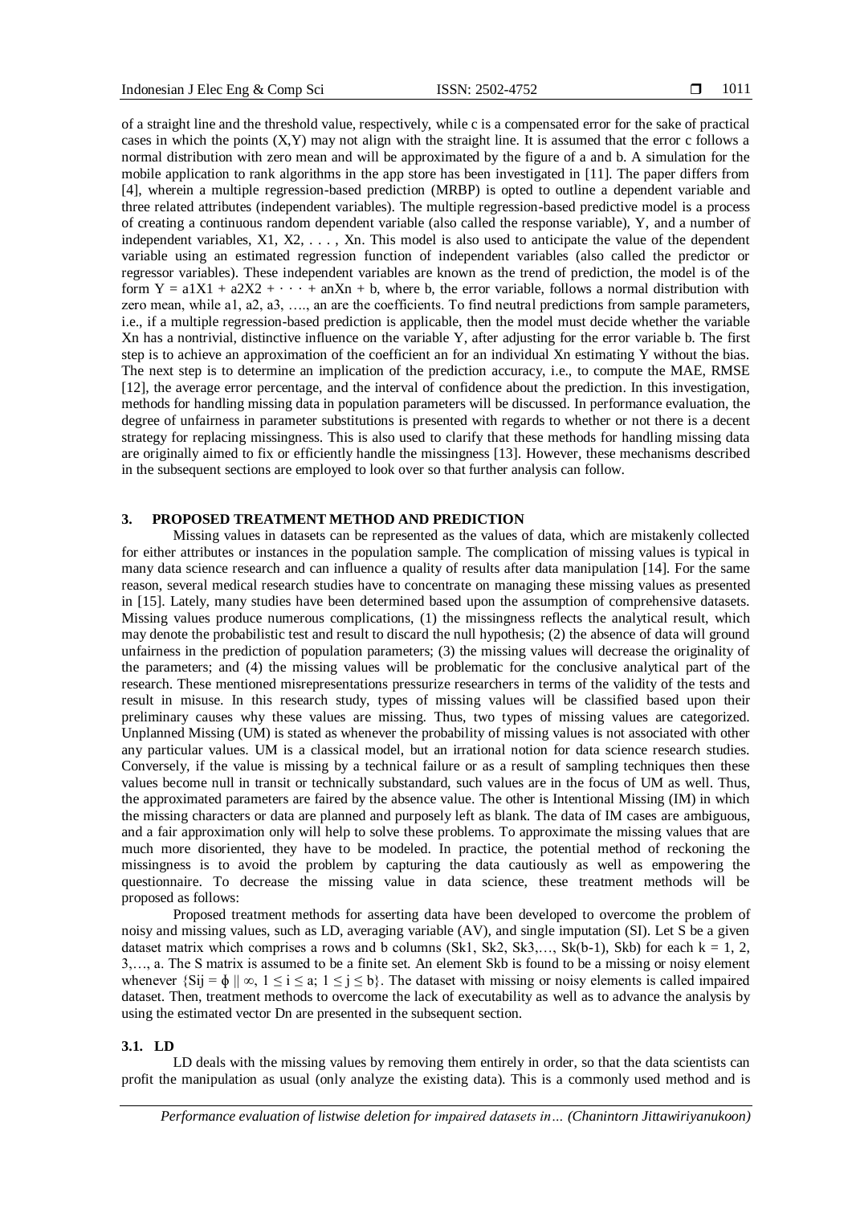of a straight line and the threshold value, respectively, while c is a compensated error for the sake of practical cases in which the points (X,Y) may not align with the straight line. It is assumed that the error c follows a normal distribution with zero mean and will be approximated by the figure of a and b. A simulation for the mobile application to rank algorithms in the app store has been investigated in [11]. The paper differs from [4], wherein a multiple regression-based prediction (MRBP) is opted to outline a dependent variable and three related attributes (independent variables). The multiple regression-based predictive model is a process of creating a continuous random dependent variable (also called the response variable), Y, and a number of independent variables, $X1, X2, \ldots, Xn$. This model is also used to anticipate the value of the dependent variable using an estimated regression function of independent variables (also called the predictor or regressor variables). These independent variables are known as the trend of prediction, the model is of the form $Y = a1X1 + a2X2 + \cdots + anXn + b$, where b, the error variable, follows a normal distribution with zero mean, while a1, a2, a3, …., an are the coefficients. To find neutral predictions from sample parameters, i.e., if a multiple regression-based prediction is applicable, then the model must decide whether the variable Xn has a nontrivial, distinctive influence on the variable Y, after adjusting for the error variable b. The first step is to achieve an approximation of the coefficient an for an individual Xn estimating Y without the bias. The next step is to determine an implication of the prediction accuracy, i.e., to compute the MAE, RMSE [12], the average error percentage, and the interval of confidence about the prediction. In this investigation, methods for handling missing data in population parameters will be discussed. In performance evaluation, the degree of unfairness in parameter substitutions is presented with regards to whether or not there is a decent strategy for replacing missingness. This is also used to clarify that these methods for handling missing data are originally aimed to fix or efficiently handle the missingness [13]. However, these mechanisms described in the subsequent sections are employed to look over so that further analysis can follow.

## 3. PROPOSED TREATMENT METHOD AND PREDICTION

Missing values in datasets can be represented as the values of data, which are mistakenly collected for either attributes or instances in the population sample. The complication of missing values is typical in many data science research and can influence a quality of results after data manipulation [14]. For the same reason, several medical research studies have to concentrate on managing these missing values as presented in [15]. Lately, many studies have been determined based upon the assumption of comprehensive datasets. Missing values produce numerous complications, (1) the missingness reflects the analytical result, which may denote the probabilistic test and result to discard the null hypothesis; (2) the absence of data will ground unfairness in the prediction of population parameters; (3) the missing values will decrease the originality of the parameters; and (4) the missing values will be problematic for the conclusive analytical part of the research. These mentioned misrepresentations pressurize researchers in terms of the validity of the tests and result in misuse. In this research study, types of missing values will be classified based upon their preliminary causes why these values are missing. Thus, two types of missing values are categorized. Unplanned Missing (UM) is stated as whenever the probability of missing values is not associated with other any particular values. UM is a classical model, but an irrational notion for data science research studies. Conversely, if the value is missing by a technical failure or as a result of sampling techniques then these values become null in transit or technically substandard, such values are in the focus of UM as well. Thus, the approximated parameters are faired by the absence value. The other is Intentional Missing (IM) in which the missing characters or data are planned and purposely left as blank. The data of IM cases are ambiguous, and a fair approximation only will help to solve these problems. To approximate the missing values that are much more disoriented, they have to be modeled. In practice, the potential method of reckoning the missingness is to avoid the problem by capturing the data cautiously as well as empowering the questionnaire. To decrease the missing value in data science, these treatment methods will be proposed as follows:

Proposed treatment methods for asserting data have been developed to overcome the problem of noisy and missing values, such as LD, averaging variable (AV), and single imputation (SI). Let S be a given dataset matrix which comprises a rows and b columns ($Sk1, Sk2, Sk3, \ldots, Sk(b\text{-}1), Skb$) for each $k = 1, 2, 3, \ldots, a$. The S matrix is assumed to be a finite set. An element Skb is found to be a missing or noisy element whenever $\{Sij = \phi \,||\, \infty,\ 1 \leq i \leq a;\ 1 \leq j \leq b\}$. The dataset with missing or noisy elements is called impaired dataset. Then, treatment methods to overcome the lack of executability as well as to advance the analysis by using the estimated vector Dn are presented in the subsequent section.

### 3.1. LD

LD deals with the missing values by removing them entirely in order, so that the data scientists can profit the manipulation as usual (only analyze the existing data). This is a commonly used method and is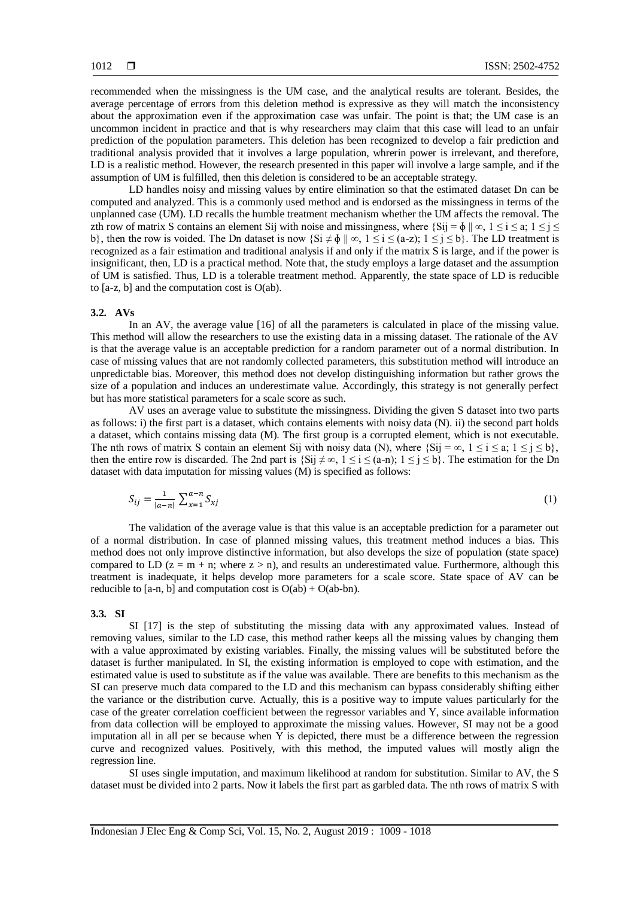recommended when the missingness is the UM case, and the analytical results are tolerant. Besides, the average percentage of errors from this deletion method is expressive as they will match the inconsistency about the approximation even if the approximation case was unfair. The point is that; the UM case is an uncommon incident in practice and that is why researchers may claim that this case will lead to an unfair prediction of the population parameters. This deletion has been recognized to develop a fair prediction and traditional analysis provided that it involves a large population, whrerin power is irrelevant, and therefore, LD is a realistic method. However, the research presented in this paper will involve a large sample, and if the assumption of UM is fulfilled, then this deletion is considered to be an acceptable strategy.

LD handles noisy and missing values by entire elimination so that the estimated dataset Dn can be computed and analyzed. This is a commonly used method and is endorsed as the missingness in terms of the unplanned case (UM). LD recalls the humble treatment mechanism whether the UM affects the removal. The zth row of matrix S contains an element Sij with noise and missingness, where $\{S_{ij} = \phi \parallel \infty,\ 1 \leq i \leq a;\ 1 \leq j \leq b\}$, then the row is voided. The Dn dataset is now $\{S_i \neq \phi \parallel \infty,\ 1 \leq i \leq (a\text{-}z);\ 1 \leq j \leq b\}$. The LD treatment is recognized as a fair estimation and traditional analysis if and only if the matrix S is large, and if the power is insignificant, then, LD is a practical method. Note that, the study employs a large dataset and the assumption of UM is satisfied. Thus, LD is a tolerable treatment method. Apparently, the state space of LD is reducible to [a-z, b] and the computation cost is O(ab).

### 3.2. AVs

In an AV, the average value [16] of all the parameters is calculated in place of the missing value. This method will allow the researchers to use the existing data in a missing dataset. The rationale of the AV is that the average value is an acceptable prediction for a random parameter out of a normal distribution. In case of missing values that are not randomly collected parameters, this substitution method will introduce an unpredictable bias. Moreover, this method does not develop distinguishing information but rather grows the size of a population and induces an underestimate value. Accordingly, this strategy is not generally perfect but has more statistical parameters for a scale score as such.

AV uses an average value to substitute the missingness. Dividing the given S dataset into two parts as follows: i) the first part is a dataset, which contains elements with noisy data (N). ii) the second part holds a dataset, which contains missing data (M). The first group is a corrupted element, which is not executable. The nth rows of matrix S contain an element Sij with noisy data (N), where $\{S_{ij} = \infty,\ 1 \leq i \leq a;\ 1 \leq j \leq b\}$, then the entire row is discarded. The 2nd part is $\{S_{ij} \neq \infty,\ 1 \leq i \leq (a\text{-}n);\ 1 \leq j \leq b\}$. The estimation for the Dn dataset with data imputation for missing values (M) is specified as follows:

$$S_{ij} = \frac{1}{|a-n|} \sum_{x=1}^{a-n} S_{xj} \tag{1}$$

The validation of the average value is that this value is an acceptable prediction for a parameter out of a normal distribution. In case of planned missing values, this treatment method induces a bias. This method does not only improve distinctive information, but also develops the size of population (state space) compared to LD ($z = m + n$; where $z > n$), and results an underestimated value. Furthermore, although this treatment is inadequate, it helps develop more parameters for a scale score. State space of AV can be reducible to [a-n, b] and computation cost is O(ab) + O(ab-bn).

### 3.3. SI

SI [17] is the step of substituting the missing data with any approximated values. Instead of removing values, similar to the LD case, this method rather keeps all the missing values by changing them with a value approximated by existing variables. Finally, the missing values will be substituted before the dataset is further manipulated. In SI, the existing information is employed to cope with estimation, and the estimated value is used to substitute as if the value was available. There are benefits to this mechanism as the SI can preserve much data compared to the LD and this mechanism can bypass considerably shifting either the variance or the distribution curve. Actually, this is a positive way to impute values particularly for the case of the greater correlation coefficient between the regressor variables and Y, since available information from data collection will be employed to approximate the missing values. However, SI may not be a good imputation all in all per se because when Y is depicted, there must be a difference between the regression curve and recognized values. Positively, with this method, the imputed values will mostly align the regression line.

SI uses single imputation, and maximum likelihood at random for substitution. Similar to AV, the S dataset must be divided into 2 parts. Now it labels the first part as garbled data. The nth rows of matrix S with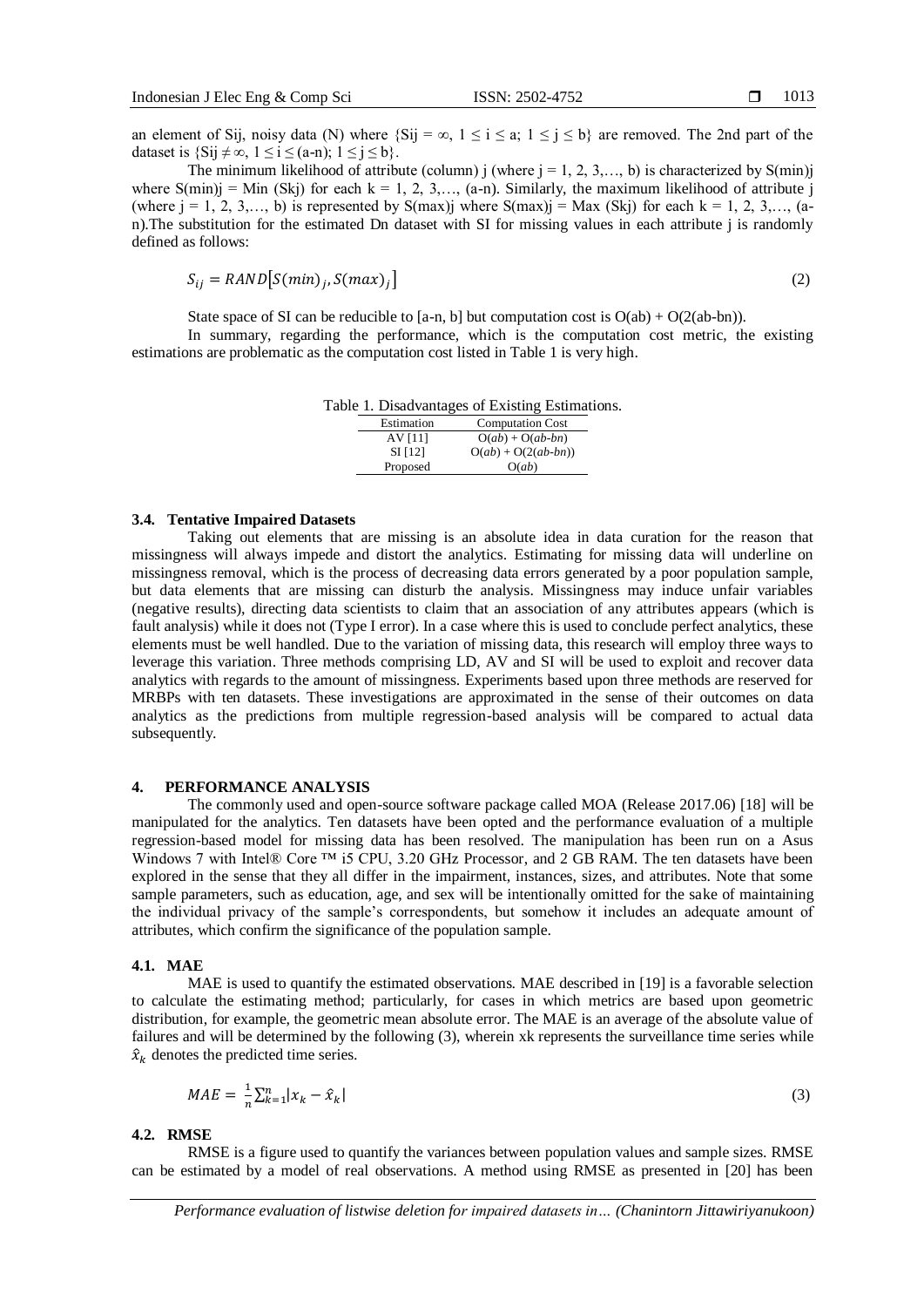an element of Sij, noisy data (N) where $\{S_{ij} = \infty, 1 \leq i \leq a; 1 \leq j \leq b\}$ are removed. The 2nd part of the dataset is $\{S_{ij} \neq \infty, 1 \leq i \leq (a\text{-}n); 1 \leq j \leq b\}$.

The minimum likelihood of attribute (column) j (where j = 1, 2, 3,…, b) is characterized by $S(min)_j$ where $S(min)_j$ = Min ($S_{kj}$) for each k = 1, 2, 3,…, (a-n). Similarly, the maximum likelihood of attribute j (where j = 1, 2, 3,…, b) is represented by $S(max)_j$ where $S(max)_j$ = Max ($S_{kj}$) for each k = 1, 2, 3,…, (a-n).The substitution for the estimated Dn dataset with SI for missing values in each attribute j is randomly defined as follows:

$$S_{ij} = RAND\left[S(min)_j, S(max)_j\right] \tag{2}$$

State space of SI can be reducible to [a-n, b] but computation cost is O(ab) + O(2(ab-bn)).

In summary, regarding the performance, which is the computation cost metric, the existing estimations are problematic as the computation cost listed in Table 1 is very high.

Table 1. Disadvantages of Existing Estimations.

| Estimation | Computation Cost |
|---|---|
| AV [11] | O(*ab*) + O(*ab-bn*) |
| SI [12] | O(*ab*) + O(2(*ab-bn*)) |
| Proposed | O(*ab*) |

### 3.4. Tentative Impaired Datasets

Taking out elements that are missing is an absolute idea in data curation for the reason that missingness will always impede and distort the analytics. Estimating for missing data will underline on missingness removal, which is the process of decreasing data errors generated by a poor population sample, but data elements that are missing can disturb the analysis. Missingness may induce unfair variables (negative results), directing data scientists to claim that an association of any attributes appears (which is fault analysis) while it does not (Type I error). In a case where this is used to conclude perfect analytics, these elements must be well handled. Due to the variation of missing data, this research will employ three ways to leverage this variation. Three methods comprising LD, AV and SI will be used to exploit and recover data analytics with regards to the amount of missingness. Experiments based upon three methods are reserved for MRBPs with ten datasets. These investigations are approximated in the sense of their outcomes on data analytics as the predictions from multiple regression-based analysis will be compared to actual data subsequently.

## 4. PERFORMANCE ANALYSIS

The commonly used and open-source software package called MOA (Release 2017.06) [18] will be manipulated for the analytics. Ten datasets have been opted and the performance evaluation of a multiple regression-based model for missing data has been resolved. The manipulation has been run on a Asus Windows 7 with Intel® Core ™ i5 CPU, 3.20 GHz Processor, and 2 GB RAM. The ten datasets have been explored in the sense that they all differ in the impairment, instances, sizes, and attributes. Note that some sample parameters, such as education, age, and sex will be intentionally omitted for the sake of maintaining the individual privacy of the sample's correspondents, but somehow it includes an adequate amount of attributes, which confirm the significance of the population sample.

### 4.1. MAE

MAE is used to quantify the estimated observations. MAE described in [19] is a favorable selection to calculate the estimating method; particularly, for cases in which metrics are based upon geometric distribution, for example, the geometric mean absolute error. The MAE is an average of the absolute value of failures and will be determined by the following (3), wherein $x_k$ represents the surveillance time series while $\hat{x}_k$ denotes the predicted time series.

$$MAE = \frac{1}{n}\sum_{k=1}^{n}|x_k - \hat{x}_k| \tag{3}$$

### 4.2. RMSE

RMSE is a figure used to quantify the variances between population values and sample sizes. RMSE can be estimated by a model of real observations. A method using RMSE as presented in [20] has been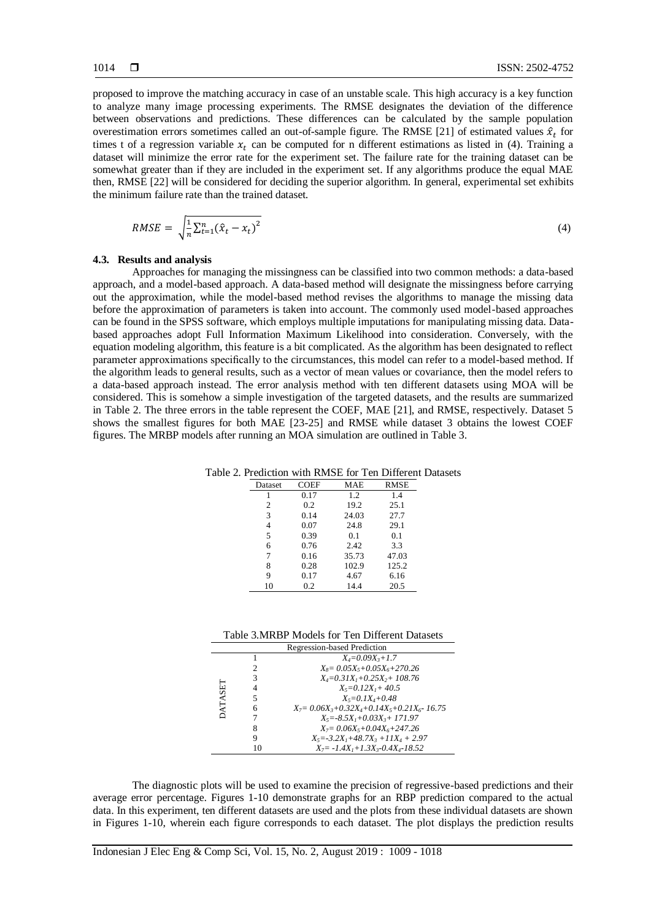proposed to improve the matching accuracy in case of an unstable scale. This high accuracy is a key function to analyze many image processing experiments. The RMSE designates the deviation of the difference between observations and predictions. These differences can be calculated by the sample population overestimation errors sometimes called an out-of-sample figure. The RMSE [21] of estimated values $\hat{x}_t$ for times t of a regression variable $x_t$ can be computed for n different estimations as listed in (4). Training a dataset will minimize the error rate for the experiment set. The failure rate for the training dataset can be somewhat greater than if they are included in the experiment set. If any algorithms produce the equal MAE then, RMSE [22] will be considered for deciding the superior algorithm. In general, experimental set exhibits the minimum failure rate than the trained dataset.

$$RMSE = \sqrt{\frac{1}{n}\sum_{t=1}^{n}(\hat{x}_t - x_t)^2} \tag{4}$$

### 4.3. Results and analysis

Approaches for managing the missingness can be classified into two common methods: a data-based approach, and a model-based approach. A data-based method will designate the missingness before carrying out the approximation, while the model-based method revises the algorithms to manage the missing data before the approximation of parameters is taken into account. The commonly used model-based approaches can be found in the SPSS software, which employs multiple imputations for manipulating missing data. Data-based approaches adopt Full Information Maximum Likelihood into consideration. Conversely, with the equation modeling algorithm, this feature is a bit complicated. As the algorithm has been designated to reflect parameter approximations specifically to the circumstances, this model can refer to a model-based method. If the algorithm leads to general results, such as a vector of mean values or covariance, then the model refers to a data-based approach instead. The error analysis method with ten different datasets using MOA will be considered. This is somehow a simple investigation of the targeted datasets, and the results are summarized in Table 2. The three errors in the table represent the COEF, MAE [21], and RMSE, respectively. Dataset 5 shows the smallest figures for both MAE [23-25] and RMSE while dataset 3 obtains the lowest COEF figures. The MRBP models after running an MOA simulation are outlined in Table 3.

Table 2. Prediction with RMSE for Ten Different Datasets

| Dataset | COEF | MAE | RMSE |
|---|---|---|---|
| 1 | 0.17 | 1.2 | 1.4 |
| 2 | 0.2 | 19.2 | 25.1 |
| 3 | 0.14 | 24.03 | 27.7 |
| 4 | 0.07 | 24.8 | 29.1 |
| 5 | 0.39 | 0.1 | 0.1 |
| 6 | 0.76 | 2.42 | 3.3 |
| 7 | 0.16 | 35.73 | 47.03 |
| 8 | 0.28 | 102.9 | 125.2 |
| 9 | 0.17 | 4.67 | 6.16 |
| 10 | 0.2 | 14.4 | 20.5 |

Table 3.MRBP Models for Ten Different Datasets

| | | Regression-based Prediction |
|---|---|---|
| DATASET | 1 | $X_4=0.09X_3+1.7$ |
| | 2 | $X_8= 0.05X_5+0.05X_6+270.26$ |
| | 3 | $X_4=0.31X_1+0.25X_2+ 108.76$ |
| | 4 | $X_5=0.12X_1+ 40.5$ |
| | 5 | $X_5=0.1X_4+0.48$ |
| | 6 | $X_7= 0.06X_3+0.32X_4+0.14X_5+0.21X_6- 16.75$ |
| | 7 | $X_5=-8.5X_1+0.03X_3+ 171.97$ |
| | 8 | $X_7= 0.06X_5+0.04X_6+247.26$ |
| | 9 | $X_5=-3.2X_1+48.7X_3 +11X_4 + 2.97$ |
| | 10 | $X_7= -1.4X_1+1.3X_3-0.4X_4-18.52$ |

The diagnostic plots will be used to examine the precision of regressive-based predictions and their average error percentage. Figures 1-10 demonstrate graphs for an RBP prediction compared to the actual data. In this experiment, ten different datasets are used and the plots from these individual datasets are shown in Figures 1-10, wherein each figure corresponds to each dataset. The plot displays the prediction results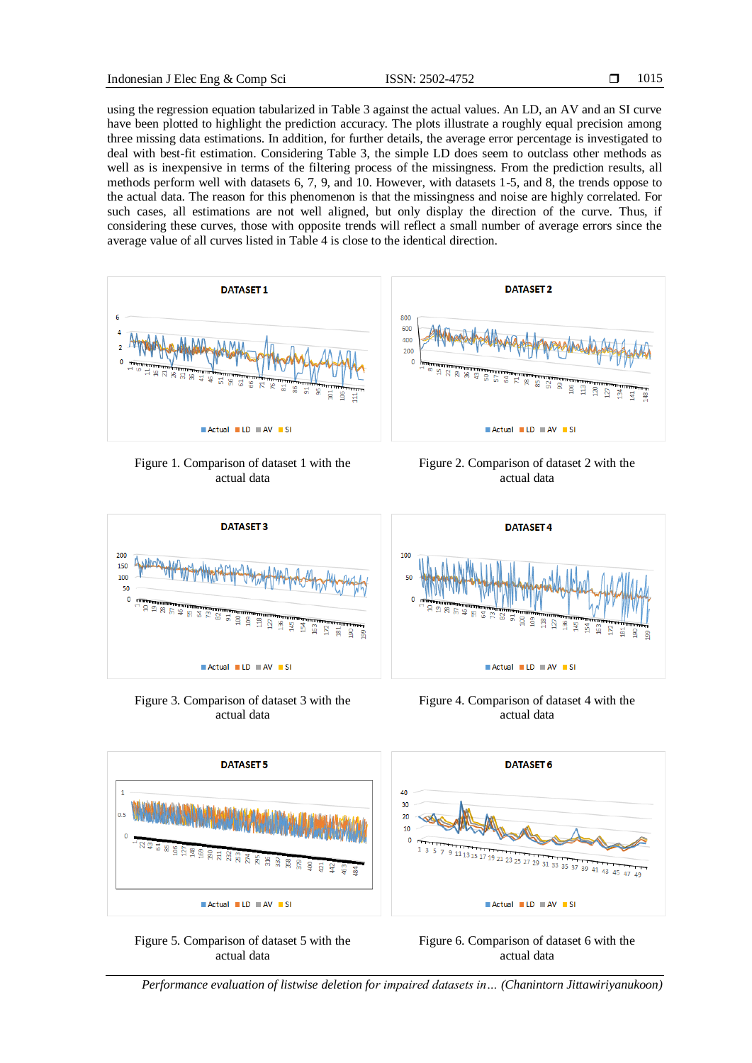using the regression equation tabularized in Table 3 against the actual values. An LD, an AV and an SI curve have been plotted to highlight the prediction accuracy. The plots illustrate a roughly equal precision among three missing data estimations. In addition, for further details, the average error percentage is investigated to deal with best-fit estimation. Considering Table 3, the simple LD does seem to outclass other methods as well as is inexpensive in terms of the filtering process of the missingness. From the prediction results, all methods perform well with datasets 6, 7, 9, and 10. However, with datasets 1-5, and 8, the trends oppose to the actual data. The reason for this phenomenon is that the missingness and noise are highly correlated. For such cases, all estimations are not well aligned, but only display the direction of the curve. Thus, if considering these curves, those with opposite trends will reflect a small number of average errors since the average value of all curves listed in Table 4 is close to the identical direction.

Figure 1. Comparison of dataset 1 with the actual data

Figure 2. Comparison of dataset 2 with the actual data

Figure 3. Comparison of dataset 3 with the actual data

Figure 4. Comparison of dataset 4 with the actual data

Figure 5. Comparison of dataset 5 with the actual data

Figure 6. Comparison of dataset 6 with the actual data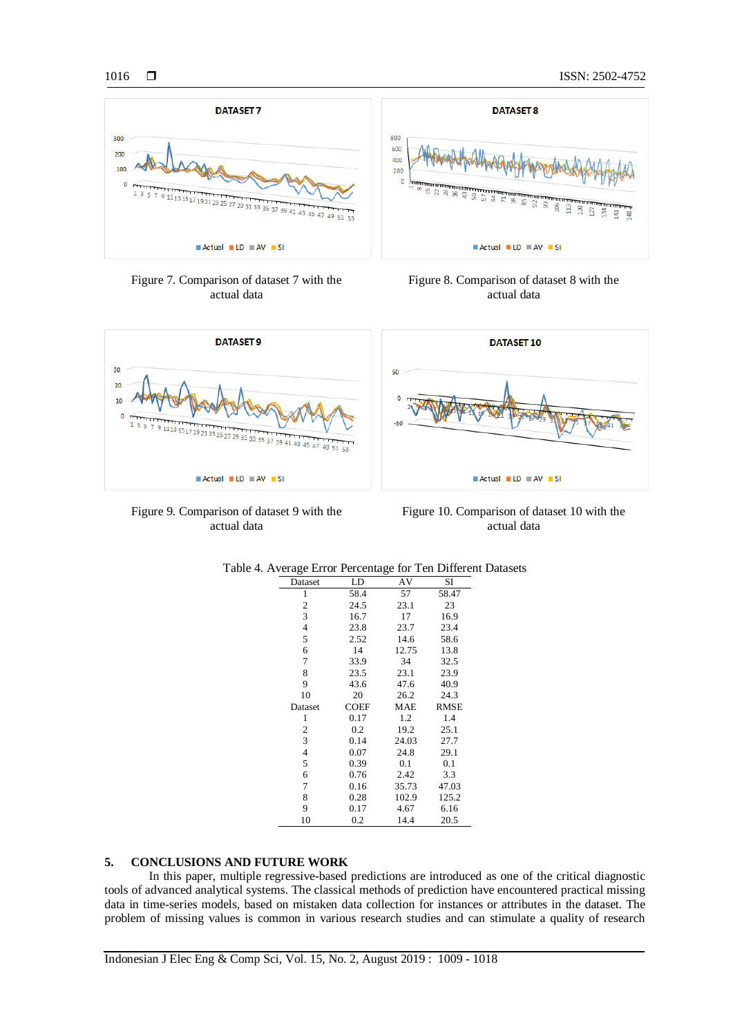Figure 7. Comparison of dataset 7 with the actual data

Figure 8. Comparison of dataset 8 with the actual data

Figure 9. Comparison of dataset 9 with the actual data

Figure 10. Comparison of dataset 10 with the actual data

Table 4. Average Error Percentage for Ten Different Datasets

| Dataset | LD | AV | SI |
|---|---|---|---|
| 1 | 58.4 | 57 | 58.47 |
| 2 | 24.5 | 23.1 | 23 |
| 3 | 16.7 | 17 | 16.9 |
| 4 | 23.8 | 23.7 | 23.4 |
| 5 | 2.52 | 14.6 | 58.6 |
| 6 | 14 | 12.75 | 13.8 |
| 7 | 33.9 | 34 | 32.5 |
| 8 | 23.5 | 23.1 | 23.9 |
| 9 | 43.6 | 47.6 | 40.9 |
| 10 | 20 | 26.2 | 24.3 |
| Dataset | COEF | MAE | RMSE |
| 1 | 0.17 | 1.2 | 1.4 |
| 2 | 0.2 | 19.2 | 25.1 |
| 3 | 0.14 | 24.03 | 27.7 |
| 4 | 0.07 | 24.8 | 29.1 |
| 5 | 0.39 | 0.1 | 0.1 |
| 6 | 0.76 | 2.42 | 3.3 |
| 7 | 0.16 | 35.73 | 47.03 |
| 8 | 0.28 | 102.9 | 125.2 |
| 9 | 0.17 | 4.67 | 6.16 |
| 10 | 0.2 | 14.4 | 20.5 |

## 5. CONCLUSIONS AND FUTURE WORK

In this paper, multiple regressive-based predictions are introduced as one of the critical diagnostic tools of advanced analytical systems. The classical methods of prediction have encountered practical missing data in time-series models, based on mistaken data collection for instances or attributes in the dataset. The problem of missing values is common in various research studies and can stimulate a quality of research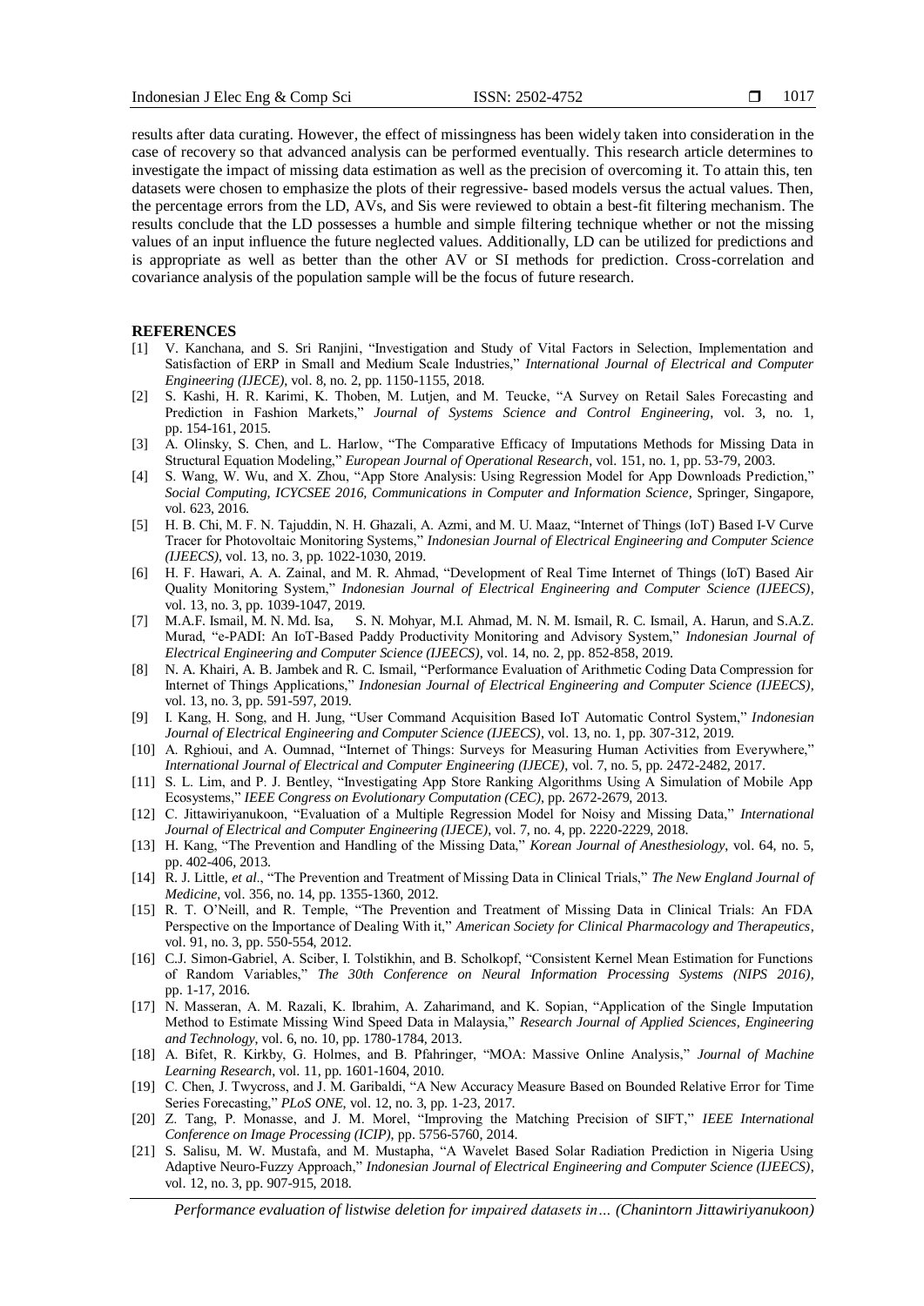results after data curating. However, the effect of missingness has been widely taken into consideration in the case of recovery so that advanced analysis can be performed eventually. This research article determines to investigate the impact of missing data estimation as well as the precision of overcoming it. To attain this, ten datasets were chosen to emphasize the plots of their regressive- based models versus the actual values. Then, the percentage errors from the LD, AVs, and Sis were reviewed to obtain a best-fit filtering mechanism. The results conclude that the LD possesses a humble and simple filtering technique whether or not the missing values of an input influence the future neglected values. Additionally, LD can be utilized for predictions and is appropriate as well as better than the other AV or SI methods for prediction. Cross-correlation and covariance analysis of the population sample will be the focus of future research.

## REFERENCES

[1] V. Kanchana, and S. Sri Ranjini, "Investigation and Study of Vital Factors in Selection, Implementation and Satisfaction of ERP in Small and Medium Scale Industries," *International Journal of Electrical and Computer Engineering (IJECE)*, vol. 8, no. 2, pp. 1150-1155, 2018.

[2] S. Kashi, H. R. Karimi, K. Thoben, M. Lutjen, and M. Teucke, "A Survey on Retail Sales Forecasting and Prediction in Fashion Markets," *Journal of Systems Science and Control Engineering*, vol. 3, no. 1, pp. 154-161, 2015.

[3] A. Olinsky, S. Chen, and L. Harlow, "The Comparative Efficacy of Imputations Methods for Missing Data in Structural Equation Modeling," *European Journal of Operational Research*, vol. 151, no. 1, pp. 53-79, 2003.

[4] S. Wang, W. Wu, and X. Zhou, "App Store Analysis: Using Regression Model for App Downloads Prediction," *Social Computing, ICYCSEE 2016, Communications in Computer and Information Science*, Springer, Singapore, vol. 623, 2016.

[5] H. B. Chi, M. F. N. Tajuddin, N. H. Ghazali, A. Azmi, and M. U. Maaz, "Internet of Things (IoT) Based I-V Curve Tracer for Photovoltaic Monitoring Systems," *Indonesian Journal of Electrical Engineering and Computer Science (IJEECS)*, vol. 13, no. 3, pp. 1022-1030, 2019.

[6] H. F. Hawari, A. A. Zainal, and M. R. Ahmad, "Development of Real Time Internet of Things (IoT) Based Air Quality Monitoring System," *Indonesian Journal of Electrical Engineering and Computer Science (IJEECS)*, vol. 13, no. 3, pp. 1039-1047, 2019.

[7] M.A.F. Ismail, M. N. Md. Isa, S. N. Mohyar, M.I. Ahmad, M. N. M. Ismail, R. C. Ismail, A. Harun, and S.A.Z. Murad, "e-PADI: An IoT-Based Paddy Productivity Monitoring and Advisory System," *Indonesian Journal of Electrical Engineering and Computer Science (IJEECS)*, vol. 14, no. 2, pp. 852-858, 2019.

[8] N. A. Khairi, A. B. Jambek and R. C. Ismail, "Performance Evaluation of Arithmetic Coding Data Compression for Internet of Things Applications," *Indonesian Journal of Electrical Engineering and Computer Science (IJEECS)*, vol. 13, no. 3, pp. 591-597, 2019.

[9] I. Kang, H. Song, and H. Jung, "User Command Acquisition Based IoT Automatic Control System," *Indonesian Journal of Electrical Engineering and Computer Science (IJEECS)*, vol. 13, no. 1, pp. 307-312, 2019.

[10] A. Rghioui, and A. Oumnad, "Internet of Things: Surveys for Measuring Human Activities from Everywhere," *International Journal of Electrical and Computer Engineering (IJECE)*, vol. 7, no. 5, pp. 2472-2482, 2017.

[11] S. L. Lim, and P. J. Bentley, "Investigating App Store Ranking Algorithms Using A Simulation of Mobile App Ecosystems," *IEEE Congress on Evolutionary Computation (CEC)*, pp. 2672-2679, 2013.

[12] C. Jittawiriyanukoon, "Evaluation of a Multiple Regression Model for Noisy and Missing Data," *International Journal of Electrical and Computer Engineering (IJECE)*, vol. 7, no. 4, pp. 2220-2229, 2018.

[13] H. Kang, "The Prevention and Handling of the Missing Data," *Korean Journal of Anesthesiology*, vol. 64, no. 5, pp. 402-406, 2013.

[14] R. J. Little, *et al*., "The Prevention and Treatment of Missing Data in Clinical Trials," *The New England Journal of Medicine*, vol. 356, no. 14, pp. 1355-1360, 2012.

[15] R. T. O'Neill, and R. Temple, "The Prevention and Treatment of Missing Data in Clinical Trials: An FDA Perspective on the Importance of Dealing With it," *American Society for Clinical Pharmacology and Therapeutics*, vol. 91, no. 3, pp. 550-554, 2012.

[16] C.J. Simon-Gabriel, A. Sciber, I. Tolstikhin, and B. Scholkopf, "Consistent Kernel Mean Estimation for Functions of Random Variables," *The 30th Conference on Neural Information Processing Systems (NIPS 2016)*, pp. 1-17, 2016.

[17] N. Masseran, A. M. Razali, K. Ibrahim, A. Zaharimand, and K. Sopian, "Application of the Single Imputation Method to Estimate Missing Wind Speed Data in Malaysia," *Research Journal of Applied Sciences, Engineering and Technology*, vol. 6, no. 10, pp. 1780-1784, 2013.

[18] A. Bifet, R. Kirkby, G. Holmes, and B. Pfahringer, "MOA: Massive Online Analysis," *Journal of Machine Learning Research*, vol. 11, pp. 1601-1604, 2010.

[19] C. Chen, J. Twycross, and J. M. Garibaldi, "A New Accuracy Measure Based on Bounded Relative Error for Time Series Forecasting," *PLoS ONE*, vol. 12, no. 3, pp. 1-23, 2017.

[20] Z. Tang, P. Monasse, and J. M. Morel, "Improving the Matching Precision of SIFT," *IEEE International Conference on Image Processing (ICIP)*, pp. 5756-5760, 2014.

[21] S. Salisu, M. W. Mustafa, and M. Mustapha, "A Wavelet Based Solar Radiation Prediction in Nigeria Using Adaptive Neuro-Fuzzy Approach," *Indonesian Journal of Electrical Engineering and Computer Science (IJEECS)*, vol. 12, no. 3, pp. 907-915, 2018.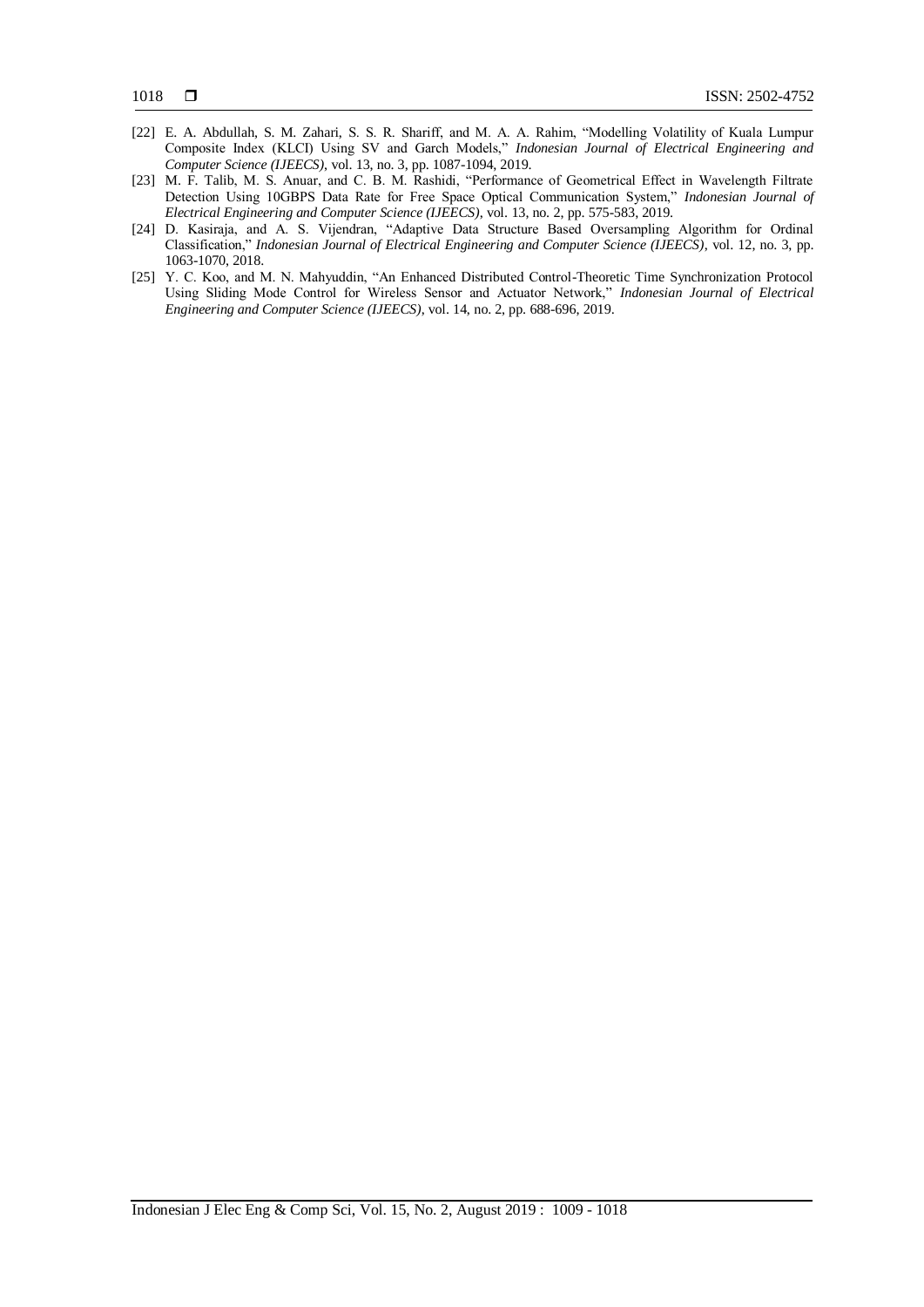[22] E. A. Abdullah, S. M. Zahari, S. S. R. Shariff, and M. A. A. Rahim, "Modelling Volatility of Kuala Lumpur Composite Index (KLCI) Using SV and Garch Models," *Indonesian Journal of Electrical Engineering and Computer Science (IJEECS)*, vol. 13, no. 3, pp. 1087-1094, 2019.

[23] M. F. Talib, M. S. Anuar, and C. B. M. Rashidi, "Performance of Geometrical Effect in Wavelength Filtrate Detection Using 10GBPS Data Rate for Free Space Optical Communication System," *Indonesian Journal of Electrical Engineering and Computer Science (IJEECS)*, vol. 13, no. 2, pp. 575-583, 2019.

[24] D. Kasiraja, and A. S. Vijendran, "Adaptive Data Structure Based Oversampling Algorithm for Ordinal Classification," *Indonesian Journal of Electrical Engineering and Computer Science (IJEECS)*, vol. 12, no. 3, pp. 1063-1070, 2018.

[25] Y. C. Koo, and M. N. Mahyuddin, "An Enhanced Distributed Control-Theoretic Time Synchronization Protocol Using Sliding Mode Control for Wireless Sensor and Actuator Network," *Indonesian Journal of Electrical Engineering and Computer Science (IJEECS)*, vol. 14, no. 2, pp. 688-696, 2019.